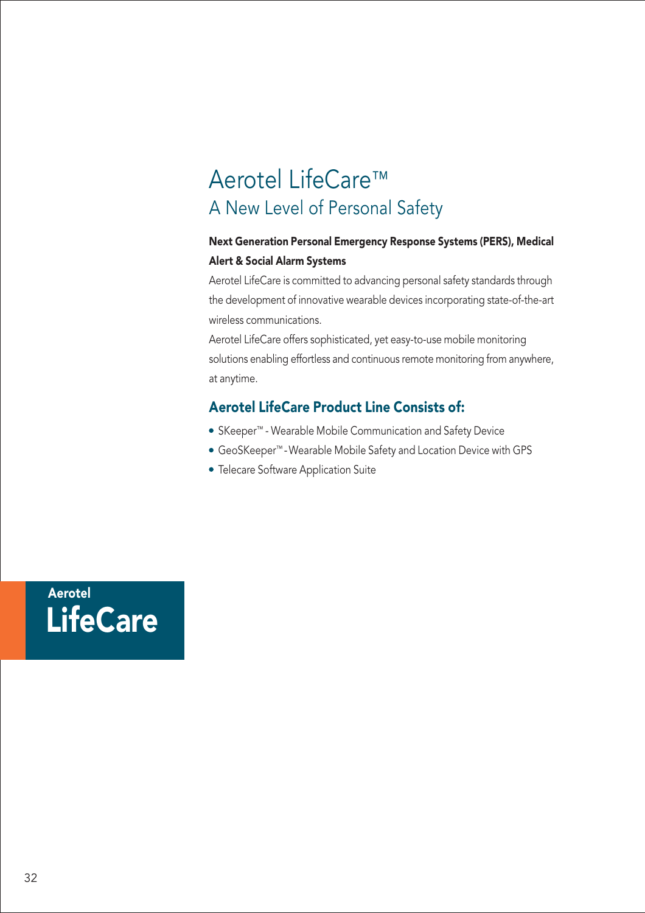# Aerotel LifeCare™

## A New Level of Personal Safety

**Next Generation Personal Emergency Response Systems (PERS), Medical Alert & Social Alarm Systems**

Aerotel LifeCare is committed to advancing personal safety standards through the development of innovative wearable devices incorporating state-of-the-art wireless communications.

Aerotel LifeCare offers sophisticated, yet easy-to-use mobile monitoring solutions enabling effortless and continuous remote monitoring from anywhere, at anytime.

### Aerotel LifeCare Product Line Consists of:

- SKeeper™ - Wearable Mobile Communication and Safety Device
- GeoSKeeper™ - Wearable Mobile Safety and Location Device with GPS
- Telecare Software Application Suite

Aerotel
**LifeCare**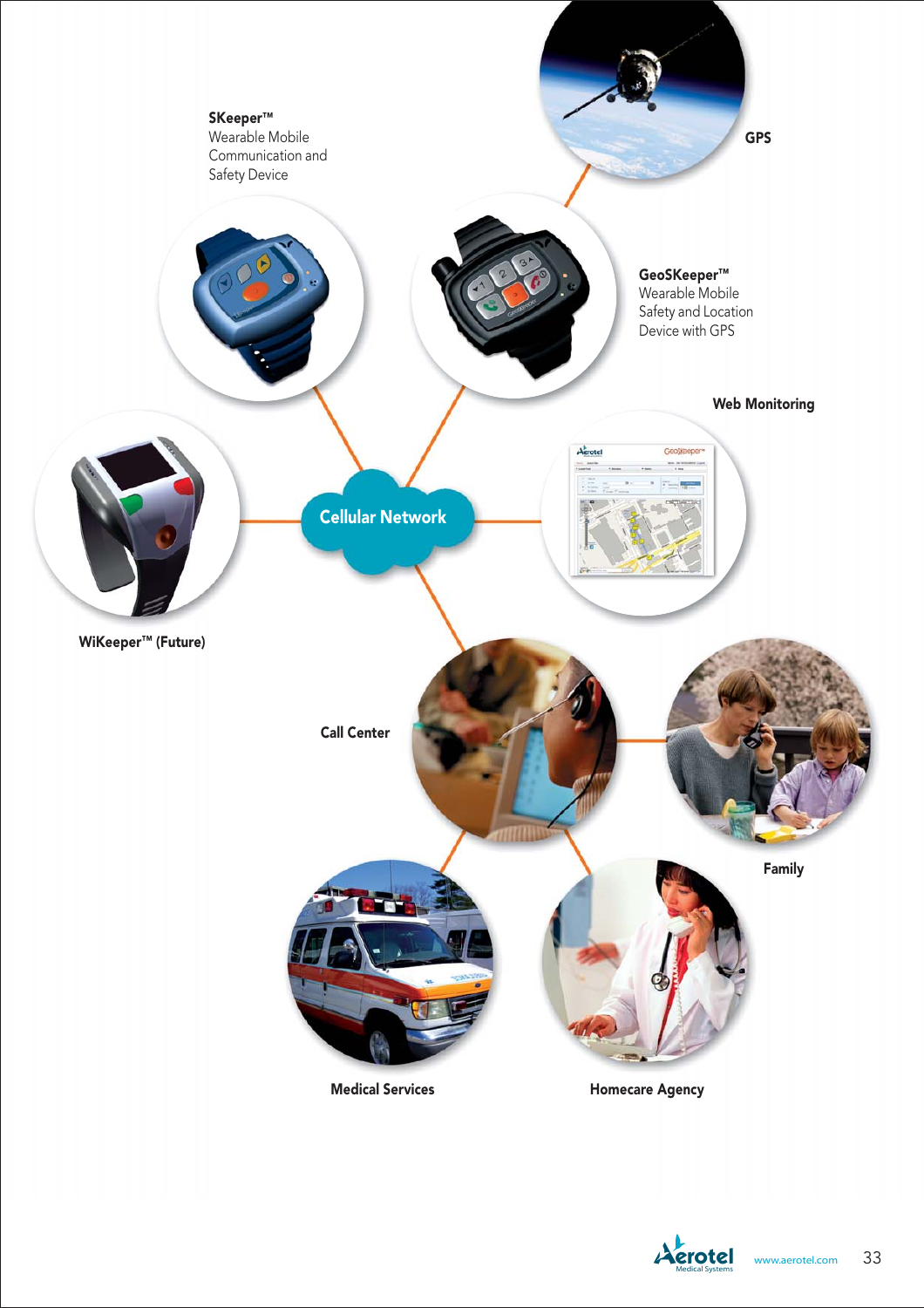**SKeeper™**
Wearable Mobile Communication and Safety Device

**GPS**

**GeoSKeeper™**
Wearable Mobile Safety and Location Device with GPS

**Web Monitoring**

**Cellular Network**

**WiKeeper™ (Future)**

**Call Center**

**Family**

**Medical Services**

**Homecare Agency**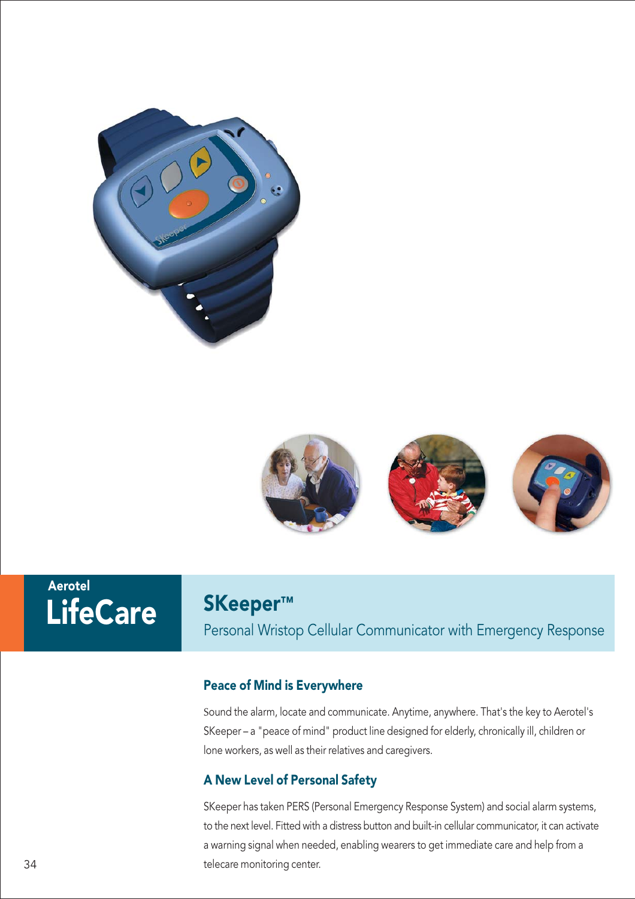Aerotel

# LifeCare

## SKeeper™

Personal Wristop Cellular Communicator with Emergency Response

### Peace of Mind is Everywhere

Sound the alarm, locate and communicate. Anytime, anywhere. That's the key to Aerotel's SKeeper – a "peace of mind" product line designed for elderly, chronically ill, children or lone workers, as well as their relatives and caregivers.

### A New Level of Personal Safety

SKeeper has taken PERS (Personal Emergency Response System) and social alarm systems, to the next level. Fitted with a distress button and built-in cellular communicator, it can activate a warning signal when needed, enabling wearers to get immediate care and help from a telecare monitoring center.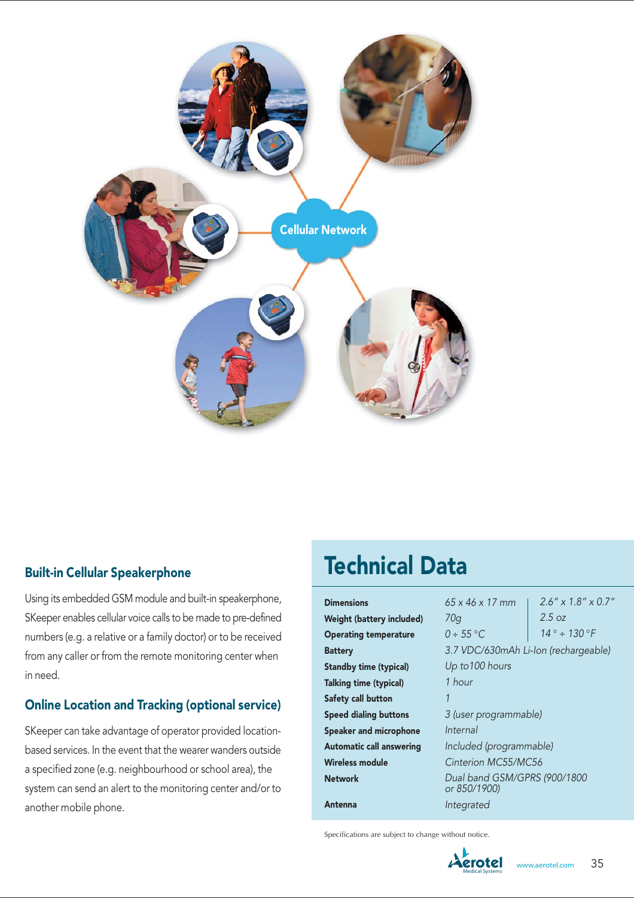## Built-in Cellular Speakerphone

Using its embedded GSM module and built-in speakerphone, SKeeper enables cellular voice calls to be made to pre-defined numbers (e.g. a relative or a family doctor) or to be received from any caller or from the remote monitoring center when in need.

## Online Location and Tracking (optional service)

SKeeper can take advantage of operator provided location-based services. In the event that the wearer wanders outside a specified zone (e.g. neighbourhood or school area), the system can send an alert to the monitoring center and/or to another mobile phone.

# Technical Data

| | | |
|---|---|---|
| **Dimensions** | *65 x 46 x 17 mm* | *2.6" x 1.8" x 0.7"* |
| **Weight (battery included)** | *70g* | *2.5 oz* |
| **Operating temperature** | *0 ÷ 55 °C* | *14 ° ÷ 130 °F* |
| **Battery** | *3.7 VDC/630mAh Li-Ion (rechargeable)* | |
| **Standby time (typical)** | *Up to100 hours* | |
| **Talking time (typical)** | *1 hour* | |
| **Safety call button** | *1* | |
| **Speed dialing buttons** | *3 (user programmable)* | |
| **Speaker and microphone** | *Internal* | |
| **Automatic call answering** | *Included (programmable)* | |
| **Wireless module** | *Cinterion MC55/MC56* | |
| **Network** | *Dual band GSM/GPRS (900/1800 or 850/1900)* | |
| **Antenna** | *Integrated* | |

Specifications are subject to change without notice.

Aerotel Medical Systems www.aerotel.com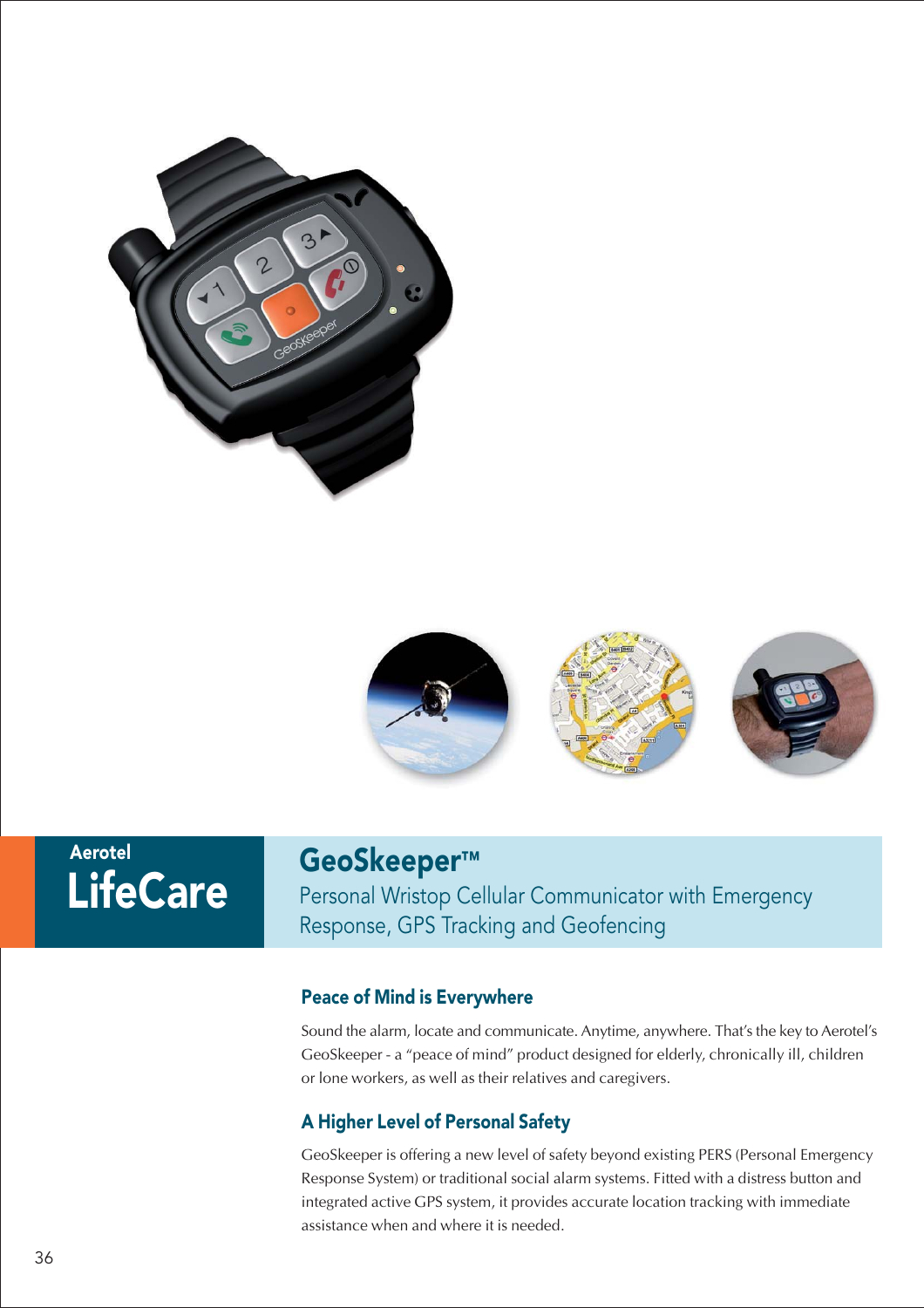Aerotel

**LifeCare**

# GeoSkeeper™

Personal Wristop Cellular Communicator with Emergency Response, GPS Tracking and Geofencing

## Peace of Mind is Everywhere

Sound the alarm, locate and communicate. Anytime, anywhere. That's the key to Aerotel's GeoSkeeper - a "peace of mind" product designed for elderly, chronically ill, children or lone workers, as well as their relatives and caregivers.

## A Higher Level of Personal Safety

GeoSkeeper is offering a new level of safety beyond existing PERS (Personal Emergency Response System) or traditional social alarm systems. Fitted with a distress button and integrated active GPS system, it provides accurate location tracking with immediate assistance when and where it is needed.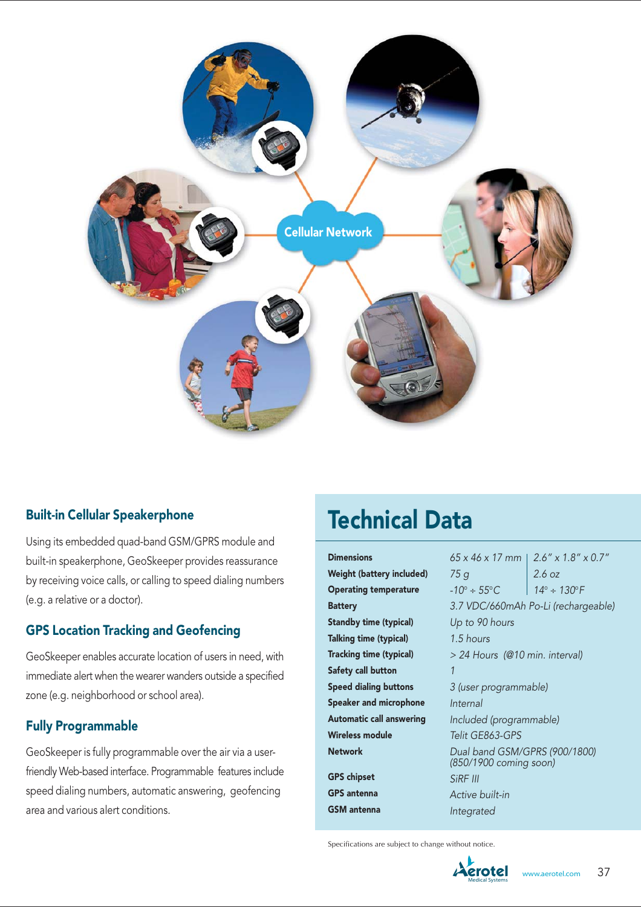Cellular Network

## Built-in Cellular Speakerphone

Using its embedded quad-band GSM/GPRS module and built-in speakerphone, GeoSkeeper provides reassurance by receiving voice calls, or calling to speed dialing numbers (e.g. a relative or a doctor).

## GPS Location Tracking and Geofencing

GeoSkeeper enables accurate location of users in need, with immediate alert when the wearer wanders outside a specified zone (e.g. neighborhood or school area).

## Fully Programmable

GeoSkeeper is fully programmable over the air via a user-friendly Web-based interface. Programmable features include speed dialing numbers, automatic answering, geofencing area and various alert conditions.

# Technical Data

| | | |
|---|---|---|
| **Dimensions** | *65 x 46 x 17 mm* | *2.6" x 1.8" x 0.7"* |
| **Weight (battery included)** | *75 g* | *2.6 oz* |
| **Operating temperature** | *-10° ÷ 55°C* | *14° ÷ 130°F* |
| **Battery** | *3.7 VDC/660mAh Po-Li (rechargeable)* | |
| **Standby time (typical)** | *Up to 90 hours* | |
| **Talking time (typical)** | *1.5 hours* | |
| **Tracking time (typical)** | *> 24 Hours (@10 min. interval)* | |
| **Safety call button** | *1* | |
| **Speed dialing buttons** | *3 (user programmable)* | |
| **Speaker and microphone** | *Internal* | |
| **Automatic call answering** | *Included (programmable)* | |
| **Wireless module** | *Telit GE863-GPS* | |
| **Network** | *Dual band GSM/GPRS (900/1800) (850/1900 coming soon)* | |
| **GPS chipset** | *SiRF III* | |
| **GPS antenna** | *Active built-in* | |
| **GSM antenna** | *Integrated* | |

Specifications are subject to change without notice.

Aerotel Medical Systems www.aerotel.com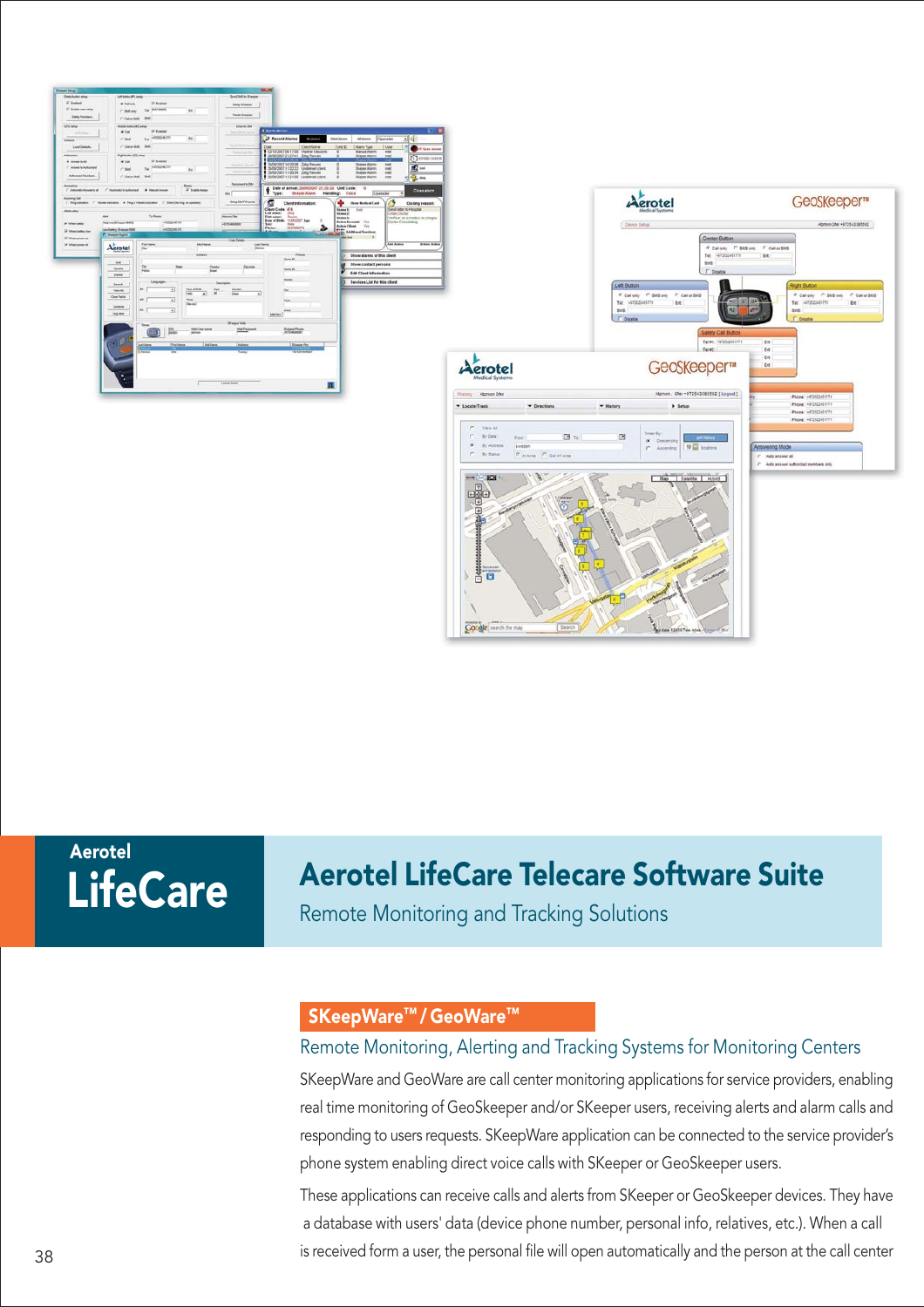Aerotel

# LifeCare

# Aerotel LifeCare Telecare Software Suite

Remote Monitoring and Tracking Solutions

## SKeepWare™ / GeoWare™

### Remote Monitoring, Alerting and Tracking Systems for Monitoring Centers

SKeepWare and GeoWare are call center monitoring applications for service providers, enabling real time monitoring of GeoSkeeper and/or SKeeper users, receiving alerts and alarm calls and responding to users requests. SKeepWare application can be connected to the service provider's phone system enabling direct voice calls with SKeeper or GeoSkeeper users.

These applications can receive calls and alerts from SKeeper or GeoSkeeper devices. They have a database with users' data (device phone number, personal info, relatives, etc.). When a call is received form a user, the personal file will open automatically and the person at the call center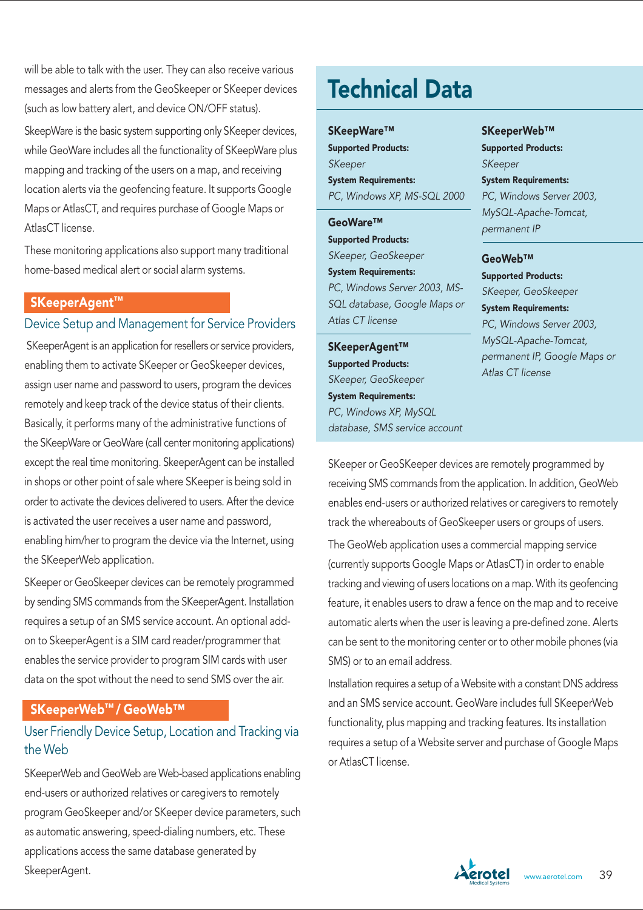will be able to talk with the user. They can also receive various messages and alerts from the GeoSkeeper or SKeeper devices (such as low battery alert, and device ON/OFF status).

SKeepWare is the basic system supporting only SKeeper devices, while GeoWare includes all the functionality of SKeepWare plus mapping and tracking of the users on a map, and receiving location alerts via the geofencing feature. It supports Google Maps or AtlasCT, and requires purchase of Google Maps or AtlasCT license.

These monitoring applications also support many traditional home-based medical alert or social alarm systems.

## SKeeperAgent™

### Device Setup and Management for Service Providers

SKeeperAgent is an application for resellers or service providers, enabling them to activate SKeeper or GeoSkeeper devices, assign user name and password to users, program the devices remotely and keep track of the device status of their clients. Basically, it performs many of the administrative functions of the SKeepWare or GeoWare (call center monitoring applications) except the real time monitoring. SkeeperAgent can be installed in shops or other point of sale where SKeeper is being sold in order to activate the devices delivered to users. After the device is activated the user receives a user name and password, enabling him/her to program the device via the Internet, using the SKeeperWeb application.

SKeeper or GeoSkeeper devices can be remotely programmed by sending SMS commands from the SKeeperAgent. Installation requires a setup of an SMS service account. An optional add-on to SkeeperAgent is a SIM card reader/programmer that enables the service provider to program SIM cards with user data on the spot without the need to send SMS over the air.

## SKeeperWeb™ / GeoWeb™

### User Friendly Device Setup, Location and Tracking via the Web

SKeeperWeb and GeoWeb are Web-based applications enabling end-users or authorized relatives or caregivers to remotely program GeoSkeeper and/or SKeeper device parameters, such as automatic answering, speed-dialing numbers, etc. These applications access the same database generated by SkeeperAgent.

# Technical Data

**SKeepWare™**
**Supported Products:**
*SKeeper*
**System Requirements:**
*PC, Windows XP, MS-SQL 2000*

**GeoWare™**
**Supported Products:**
*SKeeper, GeoSkeeper*
**System Requirements:**
*PC, Windows Server 2003, MS-SQL database, Google Maps or Atlas CT license*

**SKeeperAgent™**
**Supported Products:**
*SKeeper, GeoSkeeper*
**System Requirements:**
*PC, Windows XP, MySQL database, SMS service account*

**SKeeperWeb™**
**Supported Products:**
*SKeeper*
**System Requirements:**
*PC, Windows Server 2003, MySQL-Apache-Tomcat, permanent IP*

**GeoWeb™**
**Supported Products:**
*SKeeper, GeoSkeeper*
**System Requirements:**
*PC, Windows Server 2003, MySQL-Apache-Tomcat, permanent IP, Google Maps or Atlas CT license*

SKeeper or GeoSKeeper devices are remotely programmed by receiving SMS commands from the application. In addition, GeoWeb enables end-users or authorized relatives or caregivers to remotely track the whereabouts of GeoSkeeper users or groups of users.

The GeoWeb application uses a commercial mapping service (currently supports Google Maps or AtlasCT) in order to enable tracking and viewing of users locations on a map. With its geofencing feature, it enables users to draw a fence on the map and to receive automatic alerts when the user is leaving a pre-defined zone. Alerts can be sent to the monitoring center or to other mobile phones (via SMS) or to an email address.

Installation requires a setup of a Website with a constant DNS address and an SMS service account. GeoWare includes full SKeeperWeb functionality, plus mapping and tracking features. Its installation requires a setup of a Website server and purchase of Google Maps or AtlasCT license.

Aerotel Medical Systems www.aerotel.com